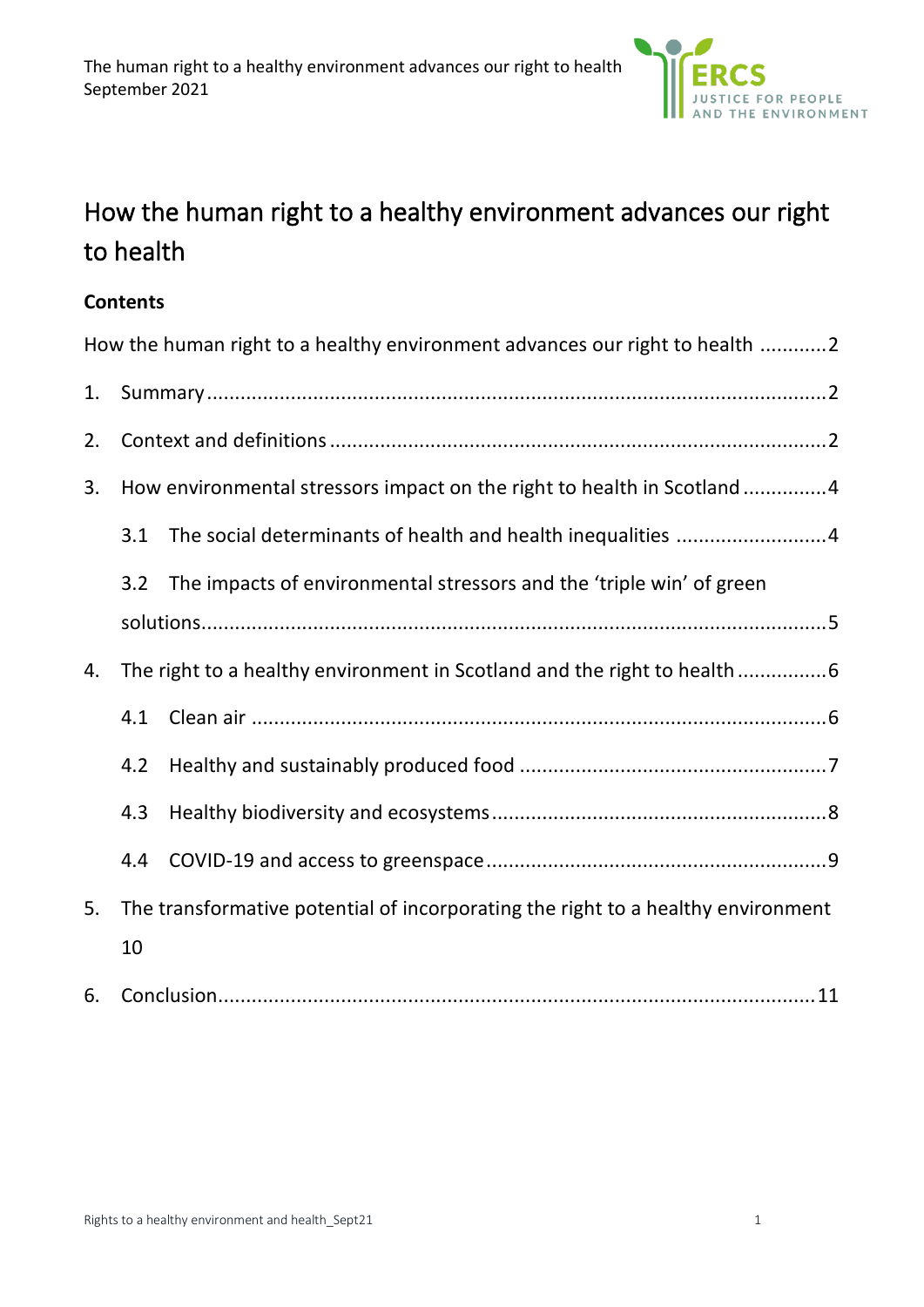# How the human right to a healthy environment advances our right to health

**Contents**

How the human right to a healthy environment advances our right to health ............2

1. Summary ............2
2. Context and definitions ............2
3. How environmental stressors impact on the right to health in Scotland ............4
   - 3.1 The social determinants of health and health inequalities ............4
   - 3.2 The impacts of environmental stressors and the 'triple win' of green solutions ............5
4. The right to a healthy environment in Scotland and the right to health ............6
   - 4.1 Clean air ............6
   - 4.2 Healthy and sustainably produced food ............7
   - 4.3 Healthy biodiversity and ecosystems ............8
   - 4.4 COVID-19 and access to greenspace ............9
5. The transformative potential of incorporating the right to a healthy environment 10
6. Conclusion ............11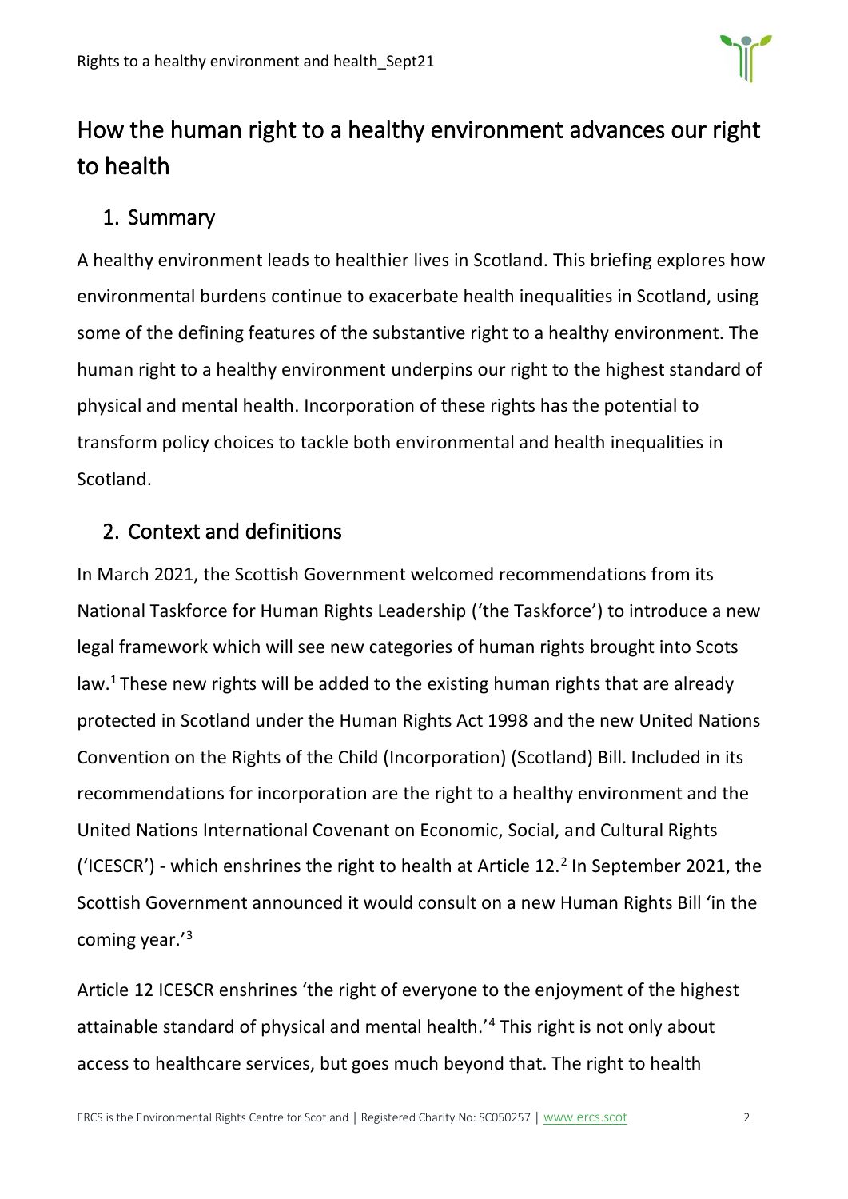# How the human right to a healthy environment advances our right to health

## 1. Summary

A healthy environment leads to healthier lives in Scotland. This briefing explores how environmental burdens continue to exacerbate health inequalities in Scotland, using some of the defining features of the substantive right to a healthy environment. The human right to a healthy environment underpins our right to the highest standard of physical and mental health. Incorporation of these rights has the potential to transform policy choices to tackle both environmental and health inequalities in Scotland.

## 2. Context and definitions

In March 2021, the Scottish Government welcomed recommendations from its National Taskforce for Human Rights Leadership ('the Taskforce') to introduce a new legal framework which will see new categories of human rights brought into Scots law.[1] These new rights will be added to the existing human rights that are already protected in Scotland under the Human Rights Act 1998 and the new United Nations Convention on the Rights of the Child (Incorporation) (Scotland) Bill. Included in its recommendations for incorporation are the right to a healthy environment and the United Nations International Covenant on Economic, Social, and Cultural Rights ('ICESCR') - which enshrines the right to health at Article 12.[2] In September 2021, the Scottish Government announced it would consult on a new Human Rights Bill 'in the coming year.'[3]

Article 12 ICESCR enshrines 'the right of everyone to the enjoyment of the highest attainable standard of physical and mental health.'[4] This right is not only about access to healthcare services, but goes much beyond that. The right to health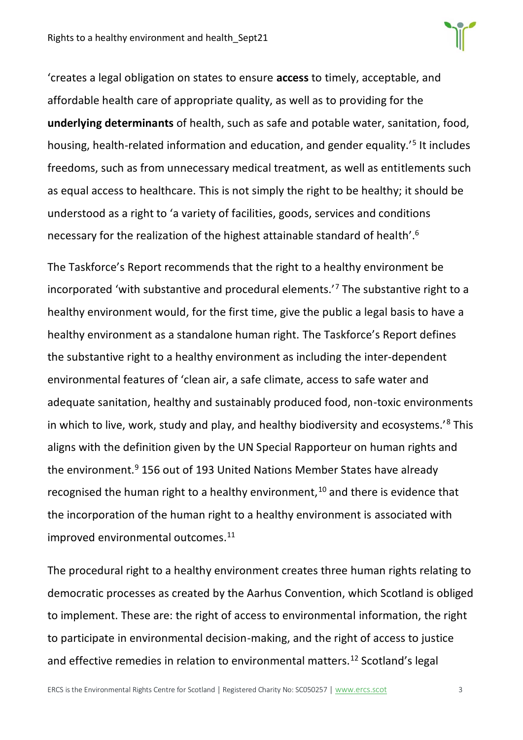'creates a legal obligation on states to ensure **access** to timely, acceptable, and affordable health care of appropriate quality, as well as to providing for the **underlying determinants** of health, such as safe and potable water, sanitation, food, housing, health-related information and education, and gender equality.'[5] It includes freedoms, such as from unnecessary medical treatment, as well as entitlements such as equal access to healthcare. This is not simply the right to be healthy; it should be understood as a right to 'a variety of facilities, goods, services and conditions necessary for the realization of the highest attainable standard of health'.[6]

The Taskforce's Report recommends that the right to a healthy environment be incorporated 'with substantive and procedural elements.'[7] The substantive right to a healthy environment would, for the first time, give the public a legal basis to have a healthy environment as a standalone human right. The Taskforce's Report defines the substantive right to a healthy environment as including the inter-dependent environmental features of 'clean air, a safe climate, access to safe water and adequate sanitation, healthy and sustainably produced food, non-toxic environments in which to live, work, study and play, and healthy biodiversity and ecosystems.'[8] This aligns with the definition given by the UN Special Rapporteur on human rights and the environment.[9] 156 out of 193 United Nations Member States have already recognised the human right to a healthy environment,[10] and there is evidence that the incorporation of the human right to a healthy environment is associated with improved environmental outcomes.[11]

The procedural right to a healthy environment creates three human rights relating to democratic processes as created by the Aarhus Convention, which Scotland is obliged to implement. These are: the right of access to environmental information, the right to participate in environmental decision-making, and the right of access to justice and effective remedies in relation to environmental matters.[12] Scotland's legal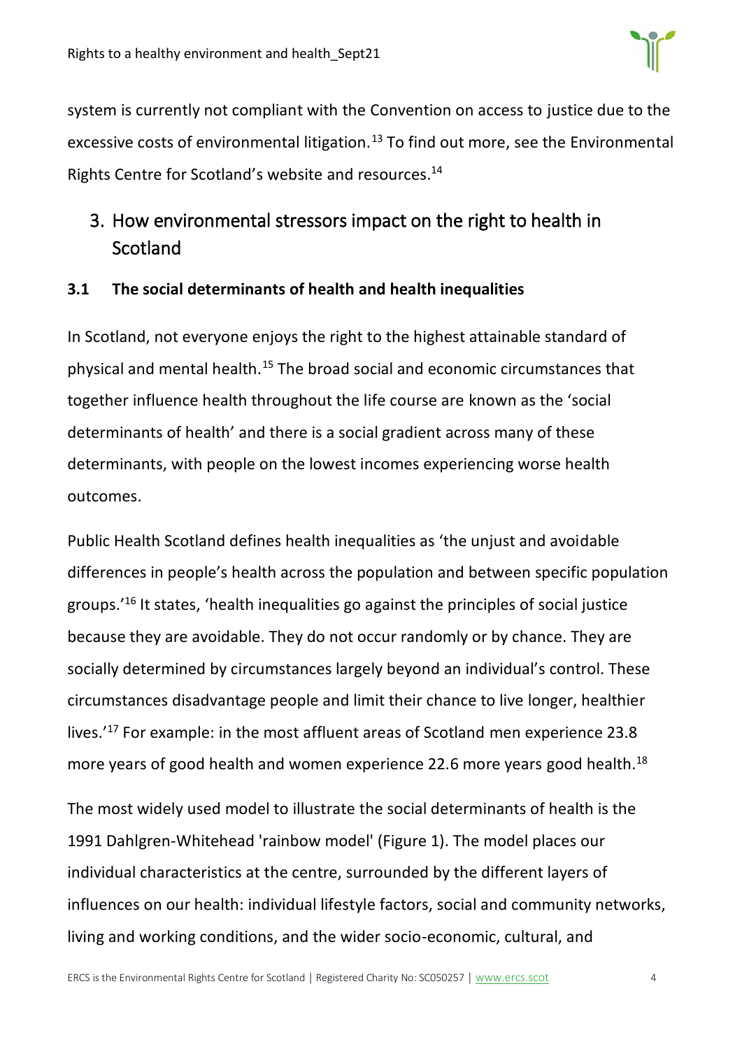system is currently not compliant with the Convention on access to justice due to the excessive costs of environmental litigation.[13] To find out more, see the Environmental Rights Centre for Scotland's website and resources.[14]

## 3. How environmental stressors impact on the right to health in Scotland

### 3.1 The social determinants of health and health inequalities

In Scotland, not everyone enjoys the right to the highest attainable standard of physical and mental health.[15] The broad social and economic circumstances that together influence health throughout the life course are known as the 'social determinants of health' and there is a social gradient across many of these determinants, with people on the lowest incomes experiencing worse health outcomes.

Public Health Scotland defines health inequalities as 'the unjust and avoidable differences in people's health across the population and between specific population groups.'[16] It states, 'health inequalities go against the principles of social justice because they are avoidable. They do not occur randomly or by chance. They are socially determined by circumstances largely beyond an individual's control. These circumstances disadvantage people and limit their chance to live longer, healthier lives.'[17] For example: in the most affluent areas of Scotland men experience 23.8 more years of good health and women experience 22.6 more years good health.[18]

The most widely used model to illustrate the social determinants of health is the 1991 Dahlgren-Whitehead 'rainbow model' (Figure 1). The model places our individual characteristics at the centre, surrounded by the different layers of influences on our health: individual lifestyle factors, social and community networks, living and working conditions, and the wider socio-economic, cultural, and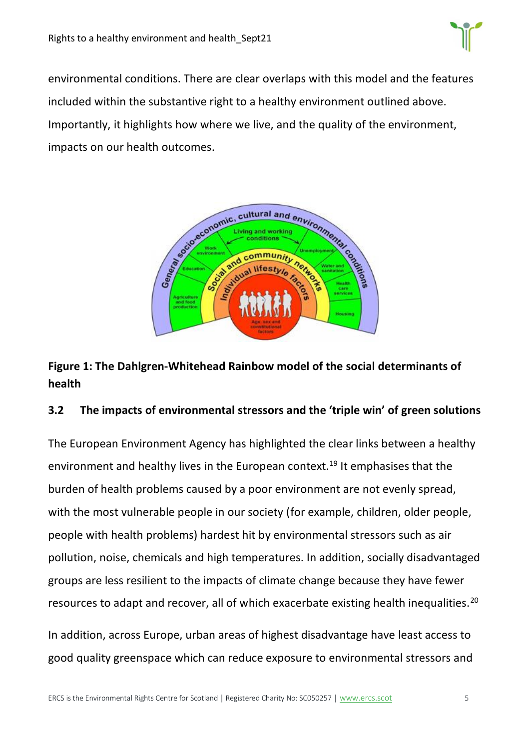environmental conditions. There are clear overlaps with this model and the features included within the substantive right to a healthy environment outlined above. Importantly, it highlights how where we live, and the quality of the environment, impacts on our health outcomes.

**Figure 1: The Dahlgren-Whitehead Rainbow model of the social determinants of health**

### 3.2 The impacts of environmental stressors and the 'triple win' of green solutions

The European Environment Agency has highlighted the clear links between a healthy environment and healthy lives in the European context.[19] It emphasises that the burden of health problems caused by a poor environment are not evenly spread, with the most vulnerable people in our society (for example, children, older people, people with health problems) hardest hit by environmental stressors such as air pollution, noise, chemicals and high temperatures. In addition, socially disadvantaged groups are less resilient to the impacts of climate change because they have fewer resources to adapt and recover, all of which exacerbate existing health inequalities.[20]

In addition, across Europe, urban areas of highest disadvantage have least access to good quality greenspace which can reduce exposure to environmental stressors and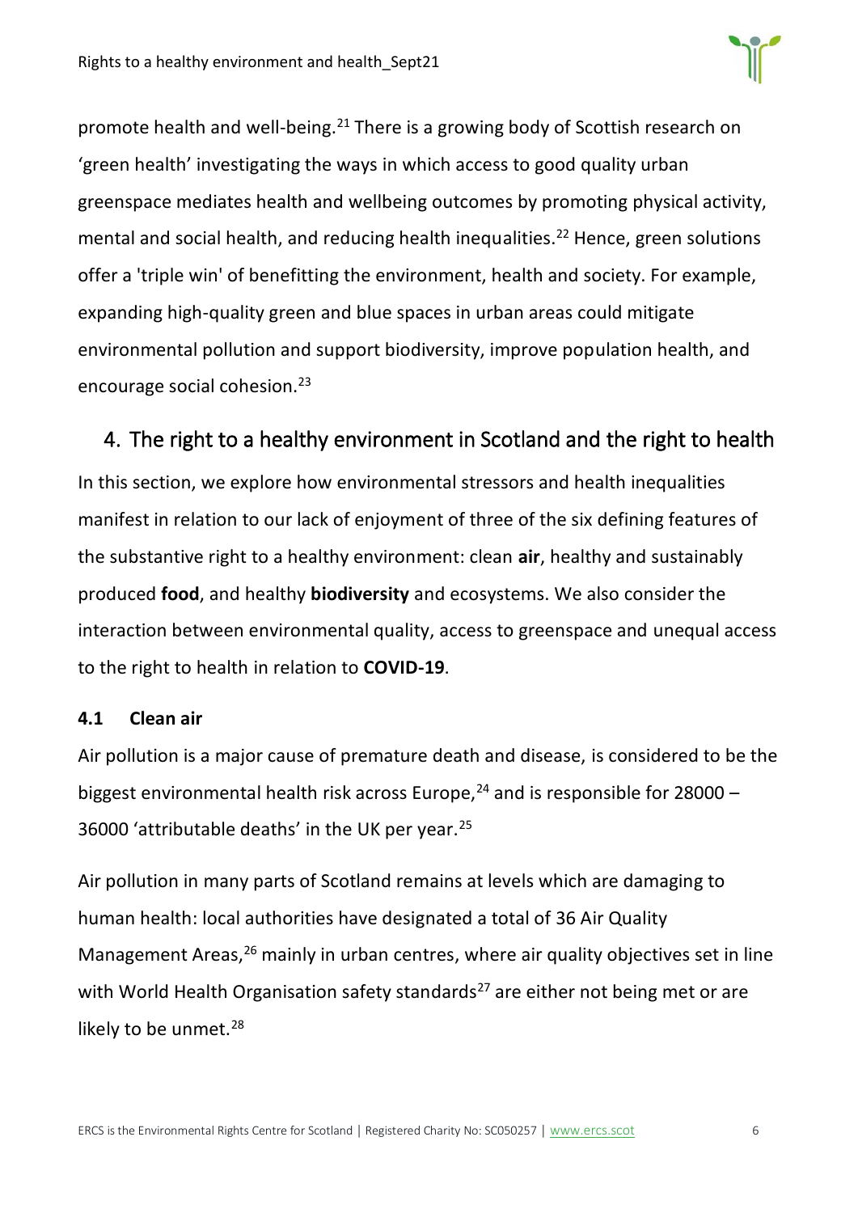promote health and well-being.[21] There is a growing body of Scottish research on 'green health' investigating the ways in which access to good quality urban greenspace mediates health and wellbeing outcomes by promoting physical activity, mental and social health, and reducing health inequalities.[22] Hence, green solutions offer a 'triple win' of benefitting the environment, health and society. For example, expanding high-quality green and blue spaces in urban areas could mitigate environmental pollution and support biodiversity, improve population health, and encourage social cohesion.[23]

## 4. The right to a healthy environment in Scotland and the right to health

In this section, we explore how environmental stressors and health inequalities manifest in relation to our lack of enjoyment of three of the six defining features of the substantive right to a healthy environment: clean **air**, healthy and sustainably produced **food**, and healthy **biodiversity** and ecosystems. We also consider the interaction between environmental quality, access to greenspace and unequal access to the right to health in relation to **COVID-19**.

### 4.1 Clean air

Air pollution is a major cause of premature death and disease, is considered to be the biggest environmental health risk across Europe,[24] and is responsible for 28000 – 36000 'attributable deaths' in the UK per year.[25]

Air pollution in many parts of Scotland remains at levels which are damaging to human health: local authorities have designated a total of 36 Air Quality Management Areas,[26] mainly in urban centres, where air quality objectives set in line with World Health Organisation safety standards[27] are either not being met or are likely to be unmet.[28]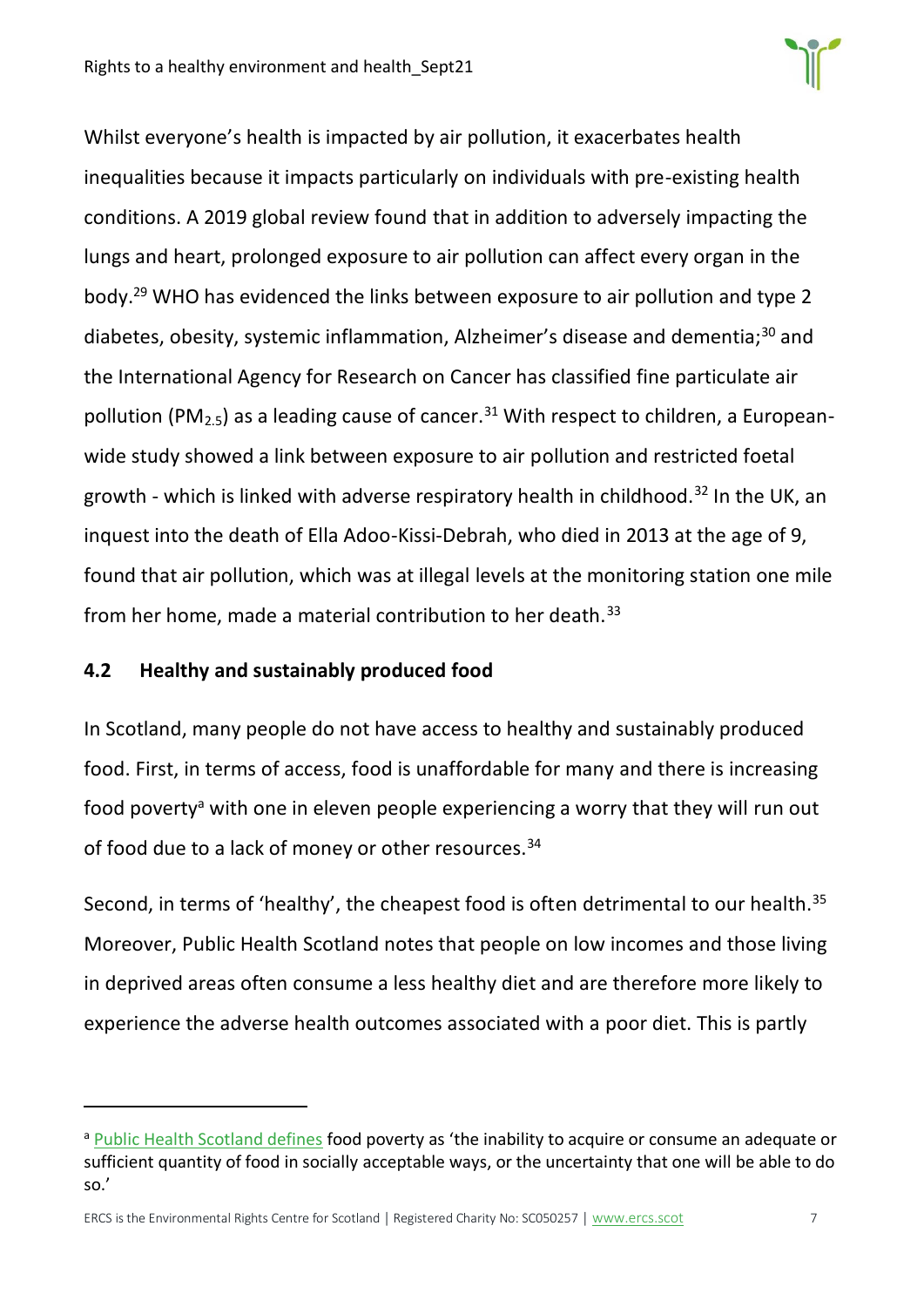Whilst everyone's health is impacted by air pollution, it exacerbates health inequalities because it impacts particularly on individuals with pre-existing health conditions. A 2019 global review found that in addition to adversely impacting the lungs and heart, prolonged exposure to air pollution can affect every organ in the body.[29] WHO has evidenced the links between exposure to air pollution and type 2 diabetes, obesity, systemic inflammation, Alzheimer's disease and dementia;[30] and the International Agency for Research on Cancer has classified fine particulate air pollution ($PM_{2.5}$) as a leading cause of cancer.[31] With respect to children, a European-wide study showed a link between exposure to air pollution and restricted foetal growth - which is linked with adverse respiratory health in childhood.[32] In the UK, an inquest into the death of Ella Adoo-Kissi-Debrah, who died in 2013 at the age of 9, found that air pollution, which was at illegal levels at the monitoring station one mile from her home, made a material contribution to her death.[33]

### 4.2 Healthy and sustainably produced food

In Scotland, many people do not have access to healthy and sustainably produced food. First, in terms of access, food is unaffordable for many and there is increasing food poverty[a] with one in eleven people experiencing a worry that they will run out of food due to a lack of money or other resources.[34]

Second, in terms of 'healthy', the cheapest food is often detrimental to our health.[35] Moreover, Public Health Scotland notes that people on low incomes and those living in deprived areas often consume a less healthy diet and are therefore more likely to experience the adverse health outcomes associated with a poor diet. This is partly

[a] Public Health Scotland defines food poverty as 'the inability to acquire or consume an adequate or sufficient quantity of food in socially acceptable ways, or the uncertainty that one will be able to do so.'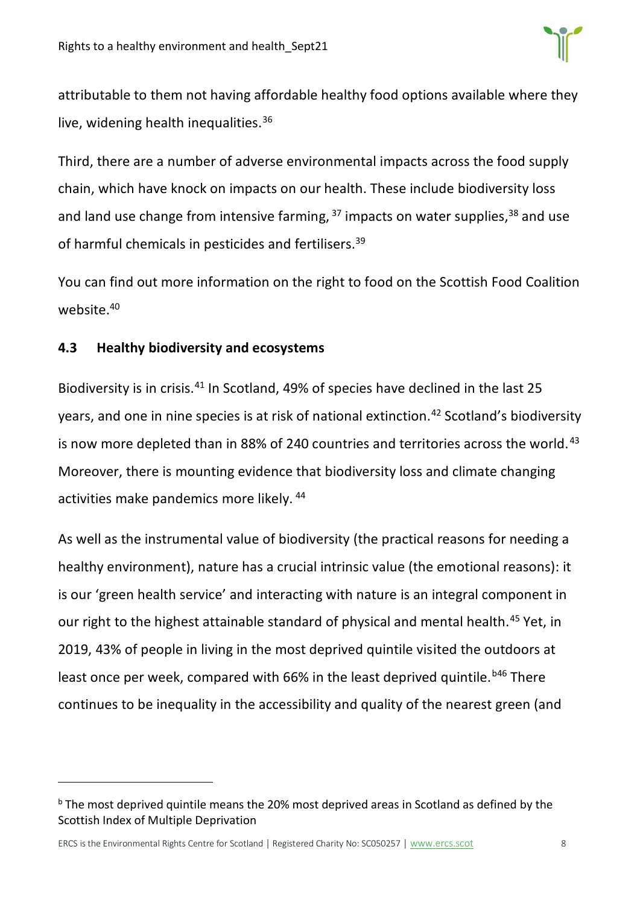attributable to them not having affordable healthy food options available where they live, widening health inequalities.[36]

Third, there are a number of adverse environmental impacts across the food supply chain, which have knock on impacts on our health. These include biodiversity loss and land use change from intensive farming, [37] impacts on water supplies,[38] and use of harmful chemicals in pesticides and fertilisers.[39]

You can find out more information on the right to food on the Scottish Food Coalition website.[40]

### 4.3 Healthy biodiversity and ecosystems

Biodiversity is in crisis.[41] In Scotland, 49% of species have declined in the last 25 years, and one in nine species is at risk of national extinction.[42] Scotland's biodiversity is now more depleted than in 88% of 240 countries and territories across the world.[43] Moreover, there is mounting evidence that biodiversity loss and climate changing activities make pandemics more likely. [44]

As well as the instrumental value of biodiversity (the practical reasons for needing a healthy environment), nature has a crucial intrinsic value (the emotional reasons): it is our 'green health service' and interacting with nature is an integral component in our right to the highest attainable standard of physical and mental health.[45] Yet, in 2019, 43% of people in living in the most deprived quintile visited the outdoors at least once per week, compared with 66% in the least deprived quintile.[b46] There continues to be inequality in the accessibility and quality of the nearest green (and

[b] The most deprived quintile means the 20% most deprived areas in Scotland as defined by the Scottish Index of Multiple Deprivation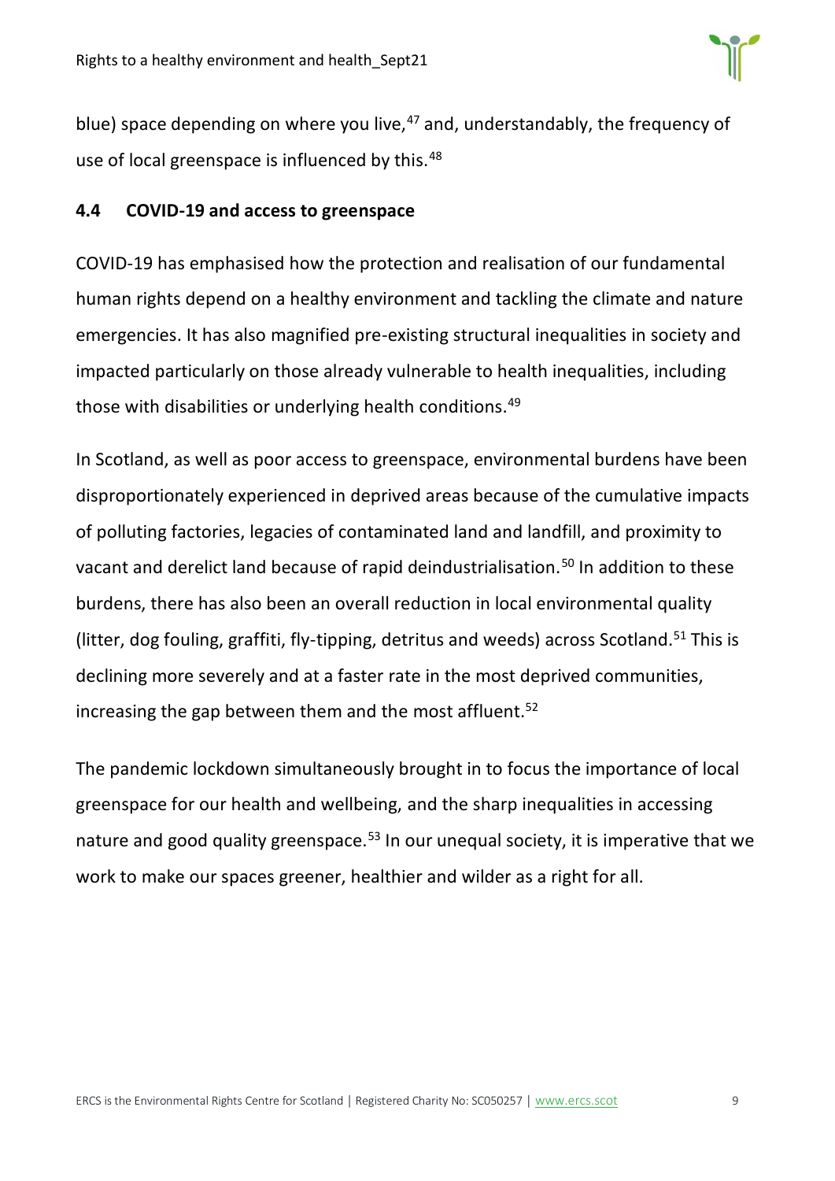blue) space depending on where you live,[47] and, understandably, the frequency of use of local greenspace is influenced by this.[48]

### 4.4 COVID-19 and access to greenspace

COVID-19 has emphasised how the protection and realisation of our fundamental human rights depend on a healthy environment and tackling the climate and nature emergencies. It has also magnified pre-existing structural inequalities in society and impacted particularly on those already vulnerable to health inequalities, including those with disabilities or underlying health conditions.[49]

In Scotland, as well as poor access to greenspace, environmental burdens have been disproportionately experienced in deprived areas because of the cumulative impacts of polluting factories, legacies of contaminated land and landfill, and proximity to vacant and derelict land because of rapid deindustrialisation.[50] In addition to these burdens, there has also been an overall reduction in local environmental quality (litter, dog fouling, graffiti, fly-tipping, detritus and weeds) across Scotland.[51] This is declining more severely and at a faster rate in the most deprived communities, increasing the gap between them and the most affluent.[52]

The pandemic lockdown simultaneously brought in to focus the importance of local greenspace for our health and wellbeing, and the sharp inequalities in accessing nature and good quality greenspace.[53] In our unequal society, it is imperative that we work to make our spaces greener, healthier and wilder as a right for all.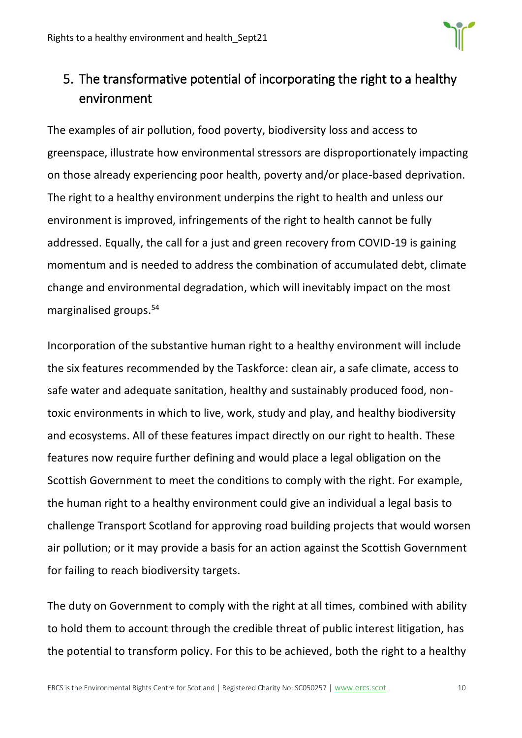## 5. The transformative potential of incorporating the right to a healthy environment

The examples of air pollution, food poverty, biodiversity loss and access to greenspace, illustrate how environmental stressors are disproportionately impacting on those already experiencing poor health, poverty and/or place-based deprivation. The right to a healthy environment underpins the right to health and unless our environment is improved, infringements of the right to health cannot be fully addressed. Equally, the call for a just and green recovery from COVID-19 is gaining momentum and is needed to address the combination of accumulated debt, climate change and environmental degradation, which will inevitably impact on the most marginalised groups.[54]

Incorporation of the substantive human right to a healthy environment will include the six features recommended by the Taskforce: clean air, a safe climate, access to safe water and adequate sanitation, healthy and sustainably produced food, non-toxic environments in which to live, work, study and play, and healthy biodiversity and ecosystems. All of these features impact directly on our right to health. These features now require further defining and would place a legal obligation on the Scottish Government to meet the conditions to comply with the right. For example, the human right to a healthy environment could give an individual a legal basis to challenge Transport Scotland for approving road building projects that would worsen air pollution; or it may provide a basis for an action against the Scottish Government for failing to reach biodiversity targets.

The duty on Government to comply with the right at all times, combined with ability to hold them to account through the credible threat of public interest litigation, has the potential to transform policy. For this to be achieved, both the right to a healthy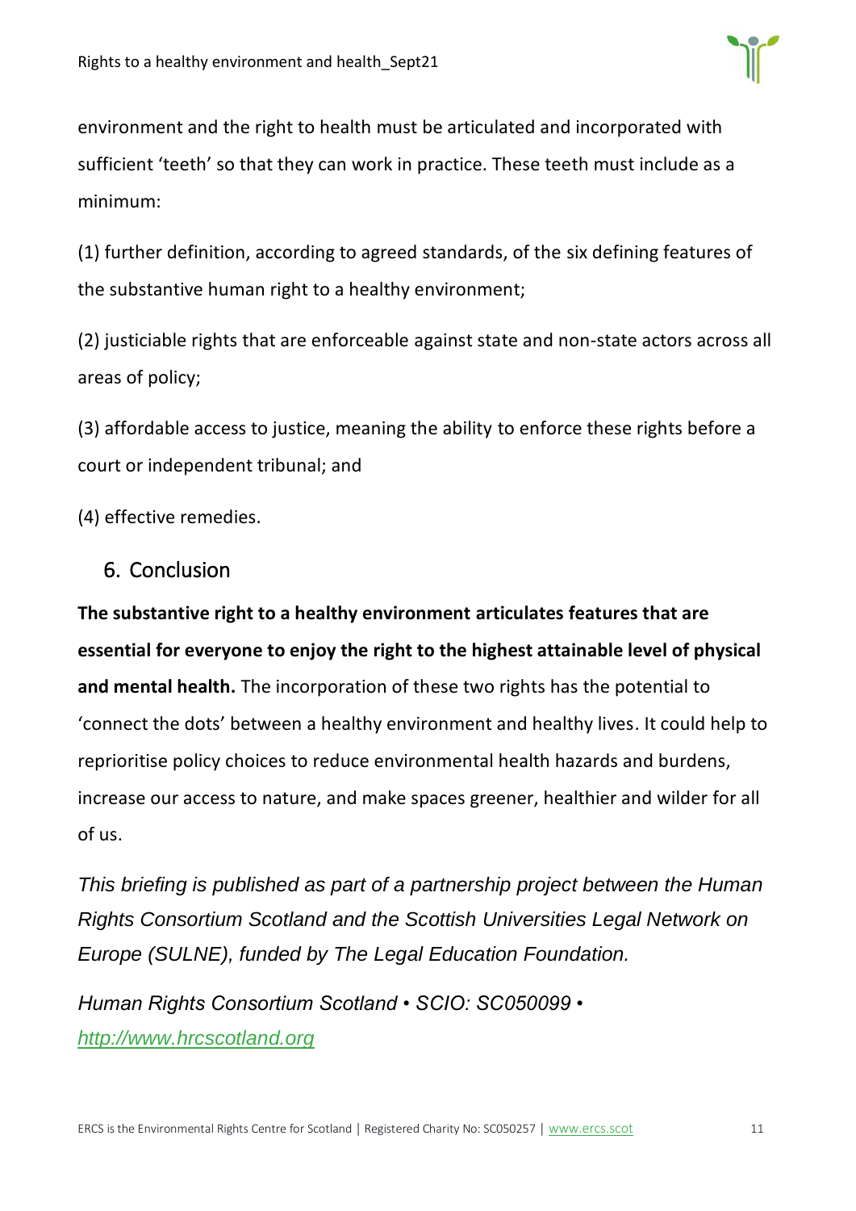environment and the right to health must be articulated and incorporated with sufficient 'teeth' so that they can work in practice. These teeth must include as a minimum:

(1) further definition, according to agreed standards, of the six defining features of the substantive human right to a healthy environment;

(2) justiciable rights that are enforceable against state and non-state actors across all areas of policy;

(3) affordable access to justice, meaning the ability to enforce these rights before a court or independent tribunal; and

(4) effective remedies.

## 6. Conclusion

**The substantive right to a healthy environment articulates features that are essential for everyone to enjoy the right to the highest attainable level of physical and mental health.** The incorporation of these two rights has the potential to 'connect the dots' between a healthy environment and healthy lives. It could help to reprioritise policy choices to reduce environmental health hazards and burdens, increase our access to nature, and make spaces greener, healthier and wilder for all of us.

*This briefing is published as part of a partnership project between the Human Rights Consortium Scotland and the Scottish Universities Legal Network on Europe (SULNE), funded by The Legal Education Foundation.*

*Human Rights Consortium Scotland • SCIO: SC050099 • [http://www.hrcscotland.org](http://www.hrcscotland.org)*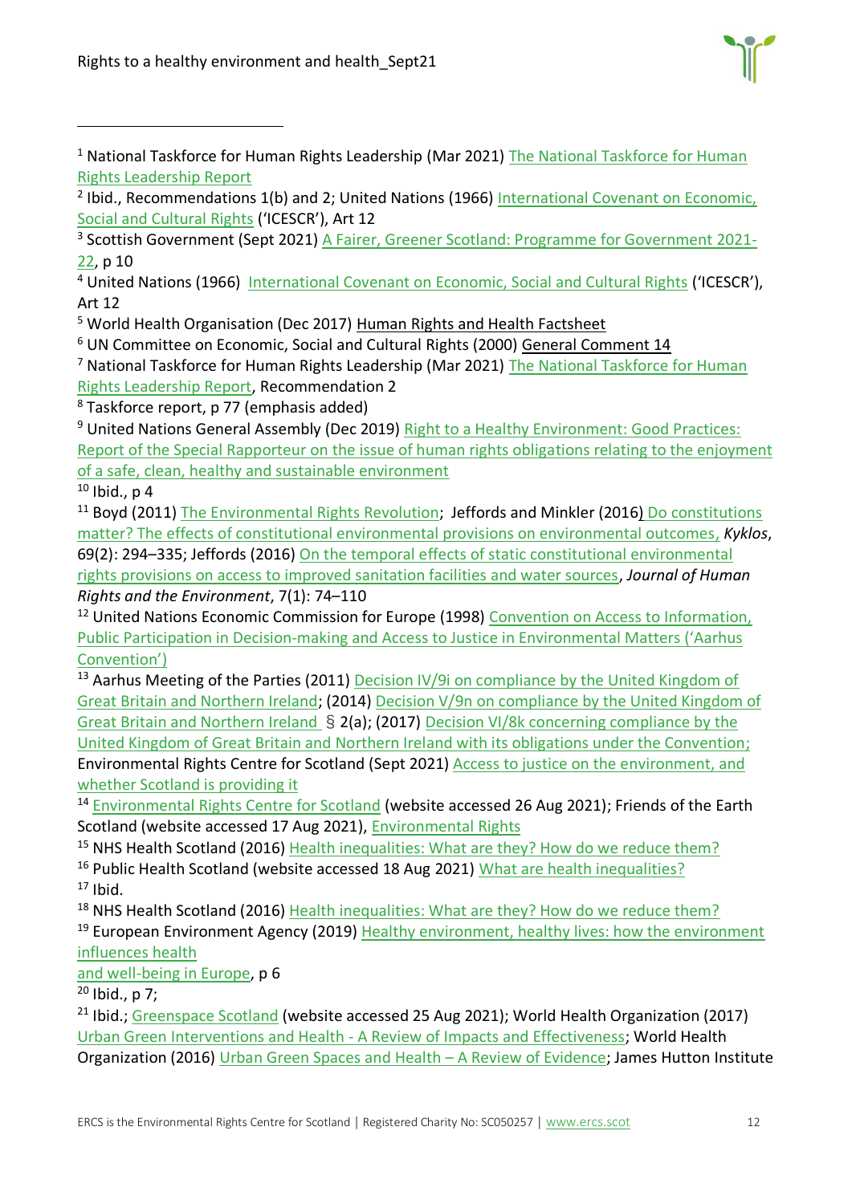[1] National Taskforce for Human Rights Leadership (Mar 2021) The National Taskforce for Human Rights Leadership Report

[2] Ibid., Recommendations 1(b) and 2; United Nations (1966) International Covenant on Economic, Social and Cultural Rights ('ICESCR'), Art 12

[3] Scottish Government (Sept 2021) A Fairer, Greener Scotland: Programme for Government 2021-22, p 10

[4] United Nations (1966) International Covenant on Economic, Social and Cultural Rights ('ICESCR'), Art 12

[5] World Health Organisation (Dec 2017) Human Rights and Health Factsheet

[6] UN Committee on Economic, Social and Cultural Rights (2000) General Comment 14

[7] National Taskforce for Human Rights Leadership (Mar 2021) The National Taskforce for Human Rights Leadership Report, Recommendation 2

[8] Taskforce report, p 77 (emphasis added)

[9] United Nations General Assembly (Dec 2019) Right to a Healthy Environment: Good Practices: Report of the Special Rapporteur on the issue of human rights obligations relating to the enjoyment of a safe, clean, healthy and sustainable environment

[10] Ibid., p 4

[11] Boyd (2011) The Environmental Rights Revolution; Jeffords and Minkler (2016) Do constitutions matter? The effects of constitutional environmental provisions on environmental outcomes, *Kyklos*, 69(2): 294–335; Jeffords (2016) On the temporal effects of static constitutional environmental rights provisions on access to improved sanitation facilities and water sources, *Journal of Human Rights and the Environment*, 7(1): 74–110

[12] United Nations Economic Commission for Europe (1998) Convention on Access to Information, Public Participation in Decision-making and Access to Justice in Environmental Matters ('Aarhus Convention')

[13] Aarhus Meeting of the Parties (2011) Decision IV/9i on compliance by the United Kingdom of Great Britain and Northern Ireland; (2014) Decision V/9n on compliance by the United Kingdom of Great Britain and Northern Ireland § 2(a); (2017) Decision VI/8k concerning compliance by the United Kingdom of Great Britain and Northern Ireland with its obligations under the Convention; Environmental Rights Centre for Scotland (Sept 2021) Access to justice on the environment, and whether Scotland is providing it

[14] Environmental Rights Centre for Scotland (website accessed 26 Aug 2021); Friends of the Earth Scotland (website accessed 17 Aug 2021), Environmental Rights

[15] NHS Health Scotland (2016) Health inequalities: What are they? How do we reduce them?

[16] Public Health Scotland (website accessed 18 Aug 2021) What are health inequalities?

[17] Ibid.

[18] NHS Health Scotland (2016) Health inequalities: What are they? How do we reduce them?

[19] European Environment Agency (2019) Healthy environment, healthy lives: how the environment influences health and well-being in Europe, p 6

[20] Ibid., p 7;

[21] Ibid.; Greenspace Scotland (website accessed 25 Aug 2021); World Health Organization (2017) Urban Green Interventions and Health - A Review of Impacts and Effectiveness; World Health Organization (2016) Urban Green Spaces and Health – A Review of Evidence; James Hutton Institute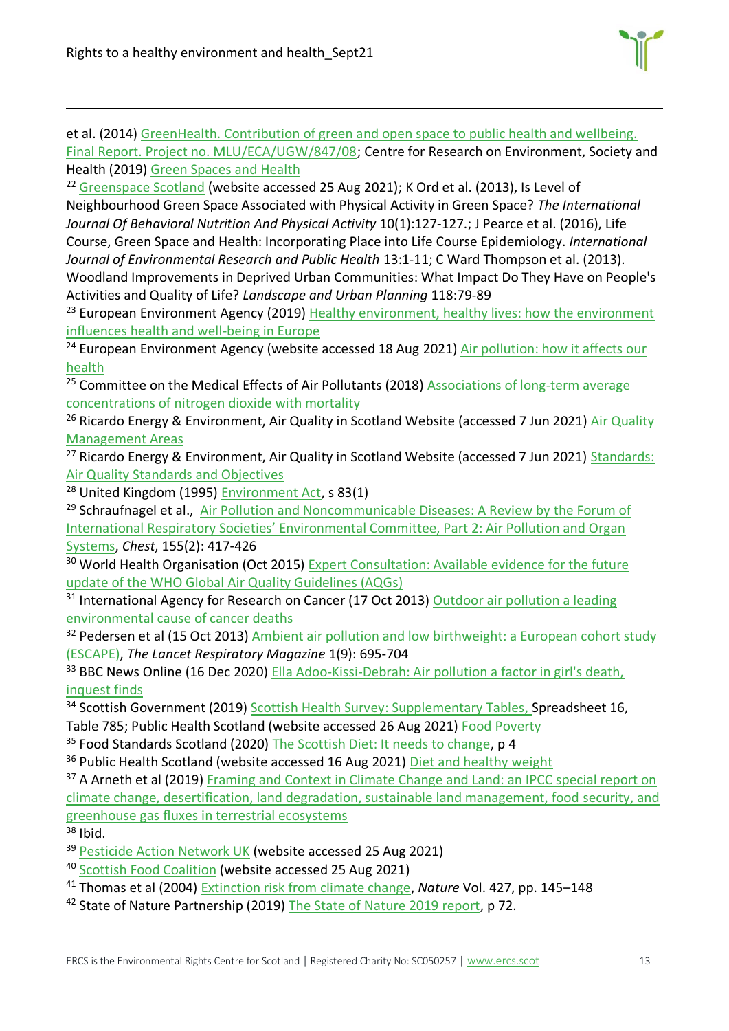et al. (2014) GreenHealth. Contribution of green and open space to public health and wellbeing. Final Report. Project no. MLU/ECA/UGW/847/08; Centre for Research on Environment, Society and Health (2019) Green Spaces and Health

[22] Greenspace Scotland (website accessed 25 Aug 2021); K Ord et al. (2013), Is Level of Neighbourhood Green Space Associated with Physical Activity in Green Space? *The International Journal Of Behavioral Nutrition And Physical Activity* 10(1):127-127.; J Pearce et al. (2016), Life Course, Green Space and Health: Incorporating Place into Life Course Epidemiology. *International Journal of Environmental Research and Public Health* 13:1-11; C Ward Thompson et al. (2013). Woodland Improvements in Deprived Urban Communities: What Impact Do They Have on People's Activities and Quality of Life? *Landscape and Urban Planning* 118:79-89

[23] European Environment Agency (2019) Healthy environment, healthy lives: how the environment influences health and well-being in Europe

[24] European Environment Agency (website accessed 18 Aug 2021) Air pollution: how it affects our health

[25] Committee on the Medical Effects of Air Pollutants (2018) Associations of long-term average concentrations of nitrogen dioxide with mortality

[26] Ricardo Energy & Environment, Air Quality in Scotland Website (accessed 7 Jun 2021) Air Quality Management Areas

[27] Ricardo Energy & Environment, Air Quality in Scotland Website (accessed 7 Jun 2021) Standards: Air Quality Standards and Objectives

[28] United Kingdom (1995) Environment Act, s 83(1)

[29] Schraufnagel et al., Air Pollution and Noncommunicable Diseases: A Review by the Forum of International Respiratory Societies' Environmental Committee, Part 2: Air Pollution and Organ Systems, *Chest*, 155(2): 417-426

[30] World Health Organisation (Oct 2015) Expert Consultation: Available evidence for the future update of the WHO Global Air Quality Guidelines (AQGs)

[31] International Agency for Research on Cancer (17 Oct 2013) Outdoor air pollution a leading environmental cause of cancer deaths

[32] Pedersen et al (15 Oct 2013) Ambient air pollution and low birthweight: a European cohort study (ESCAPE), *The Lancet Respiratory Magazine* 1(9): 695-704

[33] BBC News Online (16 Dec 2020) Ella Adoo-Kissi-Debrah: Air pollution a factor in girl's death, inquest finds

[34] Scottish Government (2019) Scottish Health Survey: Supplementary Tables, Spreadsheet 16, Table 785; Public Health Scotland (website accessed 26 Aug 2021) Food Poverty

[35] Food Standards Scotland (2020) The Scottish Diet: It needs to change, p 4

[36] Public Health Scotland (website accessed 16 Aug 2021) Diet and healthy weight

[37] A Arneth et al (2019) Framing and Context in Climate Change and Land: an IPCC special report on climate change, desertification, land degradation, sustainable land management, food security, and greenhouse gas fluxes in terrestrial ecosystems

[38] Ibid.

[39] Pesticide Action Network UK (website accessed 25 Aug 2021)

[40] Scottish Food Coalition (website accessed 25 Aug 2021)

[41] Thomas et al (2004) Extinction risk from climate change, *Nature* Vol. 427, pp. 145–148

[42] State of Nature Partnership (2019) The State of Nature 2019 report, p 72.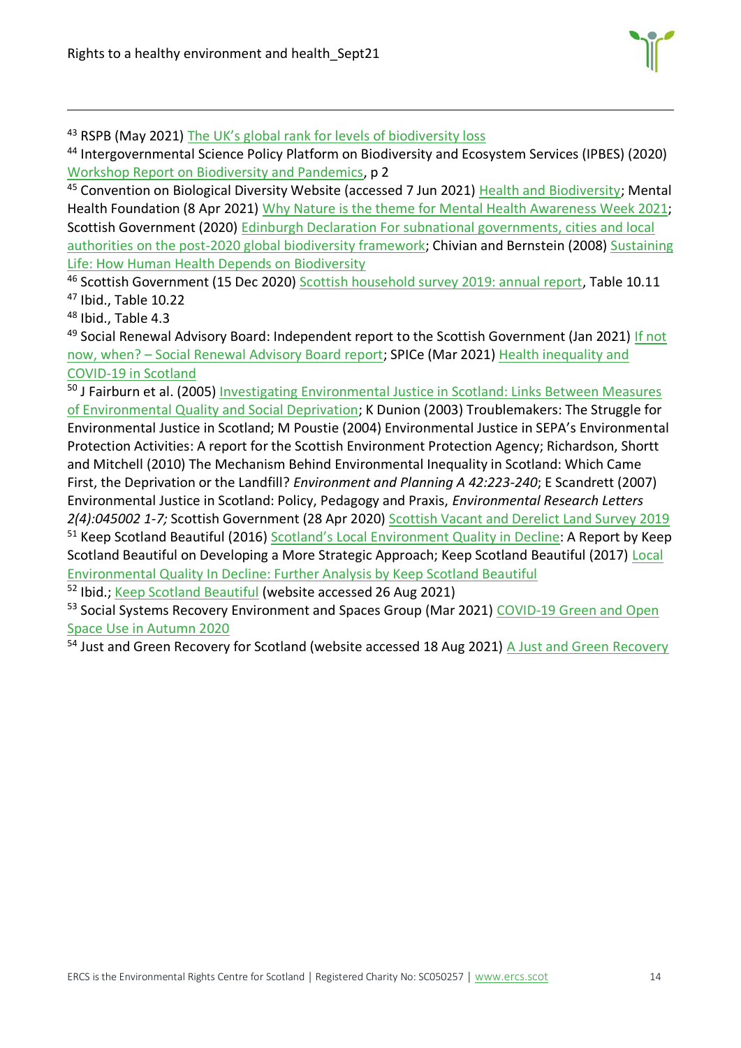[43] RSPB (May 2021) The UK's global rank for levels of biodiversity loss

[44] Intergovernmental Science Policy Platform on Biodiversity and Ecosystem Services (IPBES) (2020) Workshop Report on Biodiversity and Pandemics, p 2

[45] Convention on Biological Diversity Website (accessed 7 Jun 2021) Health and Biodiversity; Mental Health Foundation (8 Apr 2021) Why Nature is the theme for Mental Health Awareness Week 2021; Scottish Government (2020) Edinburgh Declaration For subnational governments, cities and local authorities on the post-2020 global biodiversity framework; Chivian and Bernstein (2008) Sustaining Life: How Human Health Depends on Biodiversity

[46] Scottish Government (15 Dec 2020) Scottish household survey 2019: annual report, Table 10.11

[47] Ibid., Table 10.22

[48] Ibid., Table 4.3

[49] Social Renewal Advisory Board: Independent report to the Scottish Government (Jan 2021) If not now, when? – Social Renewal Advisory Board report; SPICe (Mar 2021) Health inequality and COVID-19 in Scotland

[50] J Fairburn et al. (2005) Investigating Environmental Justice in Scotland: Links Between Measures of Environmental Quality and Social Deprivation; K Dunion (2003) Troublemakers: The Struggle for Environmental Justice in Scotland; M Poustie (2004) Environmental Justice in SEPA's Environmental Protection Activities: A report for the Scottish Environment Protection Agency; Richardson, Shortt and Mitchell (2010) The Mechanism Behind Environmental Inequality in Scotland: Which Came First, the Deprivation or the Landfill? *Environment and Planning A 42:223-240*; E Scandrett (2007) Environmental Justice in Scotland: Policy, Pedagogy and Praxis, *Environmental Research Letters 2(4):045002 1-7;* Scottish Government (28 Apr 2020) Scottish Vacant and Derelict Land Survey 2019

[51] Keep Scotland Beautiful (2016) Scotland's Local Environment Quality in Decline: A Report by Keep Scotland Beautiful on Developing a More Strategic Approach; Keep Scotland Beautiful (2017) Local Environmental Quality In Decline: Further Analysis by Keep Scotland Beautiful

[52] Ibid.; Keep Scotland Beautiful (website accessed 26 Aug 2021)

[53] Social Systems Recovery Environment and Spaces Group (Mar 2021) COVID-19 Green and Open Space Use in Autumn 2020

[54] Just and Green Recovery for Scotland (website accessed 18 Aug 2021) A Just and Green Recovery